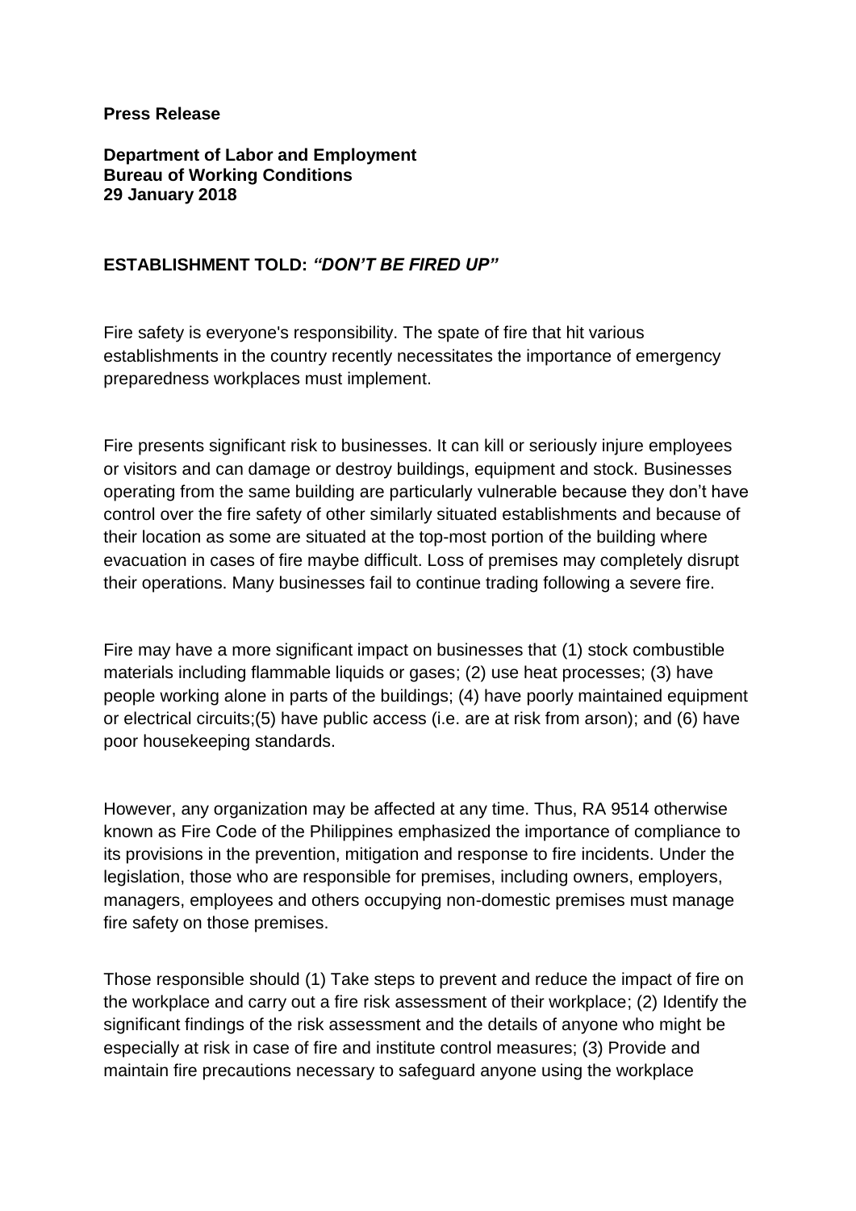**Press Release**

**Department of Labor and Employment**
**Bureau of Working Conditions**
**29 January 2018**

**ESTABLISHMENT TOLD: *"DON'T BE FIRED UP"***

Fire safety is everyone's responsibility. The spate of fire that hit various establishments in the country recently necessitates the importance of emergency preparedness workplaces must implement.

Fire presents significant risk to businesses. It can kill or seriously injure employees or visitors and can damage or destroy buildings, equipment and stock. Businesses operating from the same building are particularly vulnerable because they don't have control over the fire safety of other similarly situated establishments and because of their location as some are situated at the top-most portion of the building where evacuation in cases of fire maybe difficult. Loss of premises may completely disrupt their operations. Many businesses fail to continue trading following a severe fire.

Fire may have a more significant impact on businesses that (1) stock combustible materials including flammable liquids or gases; (2) use heat processes; (3) have people working alone in parts of the buildings; (4) have poorly maintained equipment or electrical circuits;(5) have public access (i.e. are at risk from arson); and (6) have poor housekeeping standards.

However, any organization may be affected at any time. Thus, RA 9514 otherwise known as Fire Code of the Philippines emphasized the importance of compliance to its provisions in the prevention, mitigation and response to fire incidents. Under the legislation, those who are responsible for premises, including owners, employers, managers, employees and others occupying non-domestic premises must manage fire safety on those premises.

Those responsible should (1) Take steps to prevent and reduce the impact of fire on the workplace and carry out a fire risk assessment of their workplace; (2) Identify the significant findings of the risk assessment and the details of anyone who might be especially at risk in case of fire and institute control measures; (3) Provide and maintain fire precautions necessary to safeguard anyone using the workplace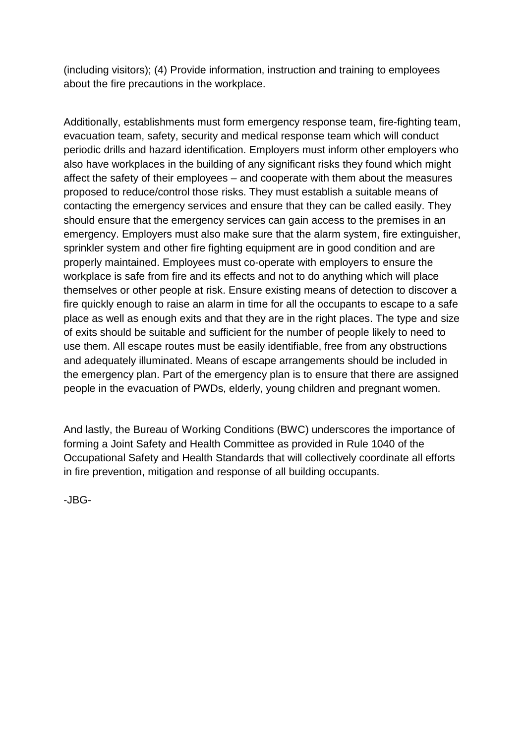(including visitors); (4) Provide information, instruction and training to employees about the fire precautions in the workplace.

Additionally, establishments must form emergency response team, fire-fighting team, evacuation team, safety, security and medical response team which will conduct periodic drills and hazard identification. Employers must inform other employers who also have workplaces in the building of any significant risks they found which might affect the safety of their employees – and cooperate with them about the measures proposed to reduce/control those risks. They must establish a suitable means of contacting the emergency services and ensure that they can be called easily. They should ensure that the emergency services can gain access to the premises in an emergency. Employers must also make sure that the alarm system, fire extinguisher, sprinkler system and other fire fighting equipment are in good condition and are properly maintained. Employees must co-operate with employers to ensure the workplace is safe from fire and its effects and not to do anything which will place themselves or other people at risk. Ensure existing means of detection to discover a fire quickly enough to raise an alarm in time for all the occupants to escape to a safe place as well as enough exits and that they are in the right places. The type and size of exits should be suitable and sufficient for the number of people likely to need to use them. All escape routes must be easily identifiable, free from any obstructions and adequately illuminated. Means of escape arrangements should be included in the emergency plan. Part of the emergency plan is to ensure that there are assigned people in the evacuation of PWDs, elderly, young children and pregnant women.

And lastly, the Bureau of Working Conditions (BWC) underscores the importance of forming a Joint Safety and Health Committee as provided in Rule 1040 of the Occupational Safety and Health Standards that will collectively coordinate all efforts in fire prevention, mitigation and response of all building occupants.

-JBG-